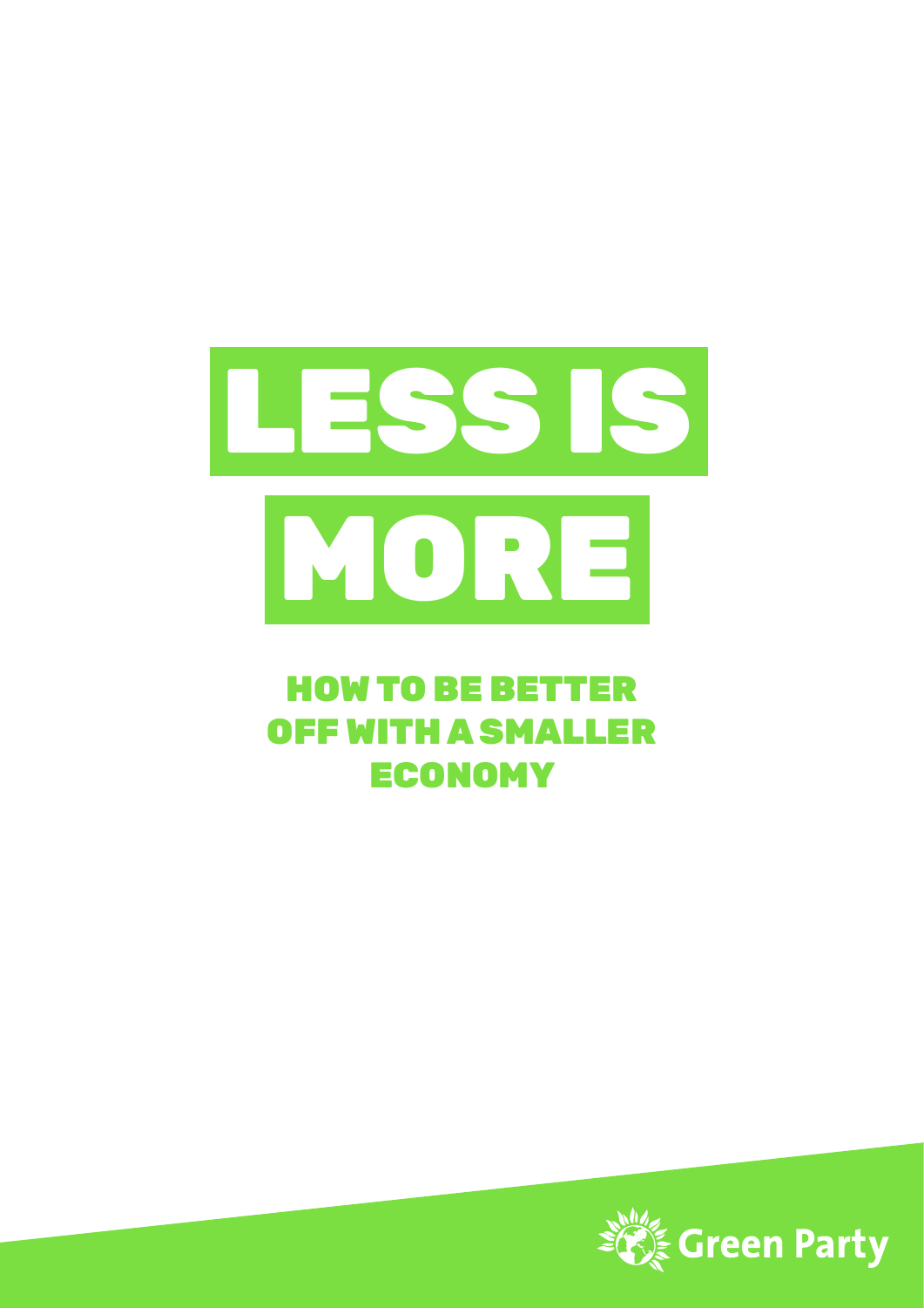# LESS IS MORE

## HOW TO BE BETTER OFF WITH A SMALLER ECONOMY

Green Party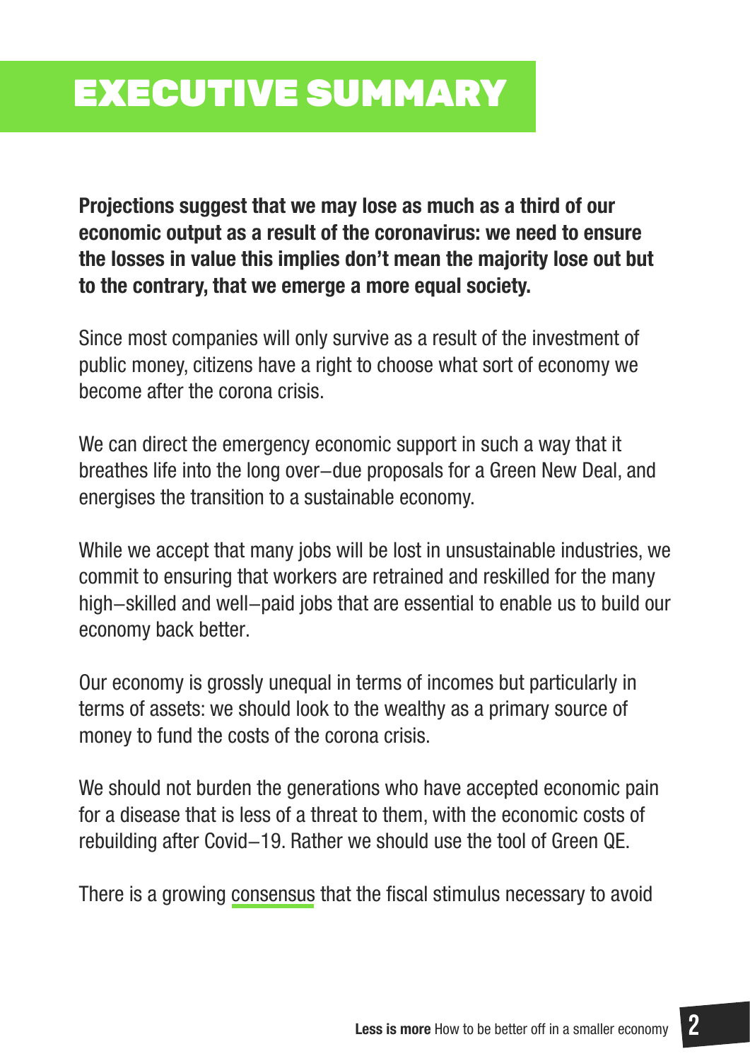# EXECUTIVE SUMMARY

**Projections suggest that we may lose as much as a third of our economic output as a result of the coronavirus: we need to ensure the losses in value this implies don't mean the majority lose out but to the contrary, that we emerge a more equal society.**

Since most companies will only survive as a result of the investment of public money, citizens have a right to choose what sort of economy we become after the corona crisis.

We can direct the emergency economic support in such a way that it breathes life into the long over–due proposals for a Green New Deal, and energises the transition to a sustainable economy.

While we accept that many jobs will be lost in unsustainable industries, we commit to ensuring that workers are retrained and reskilled for the many high–skilled and well–paid jobs that are essential to enable us to build our economy back better.

Our economy is grossly unequal in terms of incomes but particularly in terms of assets: we should look to the wealthy as a primary source of money to fund the costs of the corona crisis.

We should not burden the generations who have accepted economic pain for a disease that is less of a threat to them, with the economic costs of rebuilding after Covid–19. Rather we should use the tool of Green QE.

There is a growing consensus that the fiscal stimulus necessary to avoid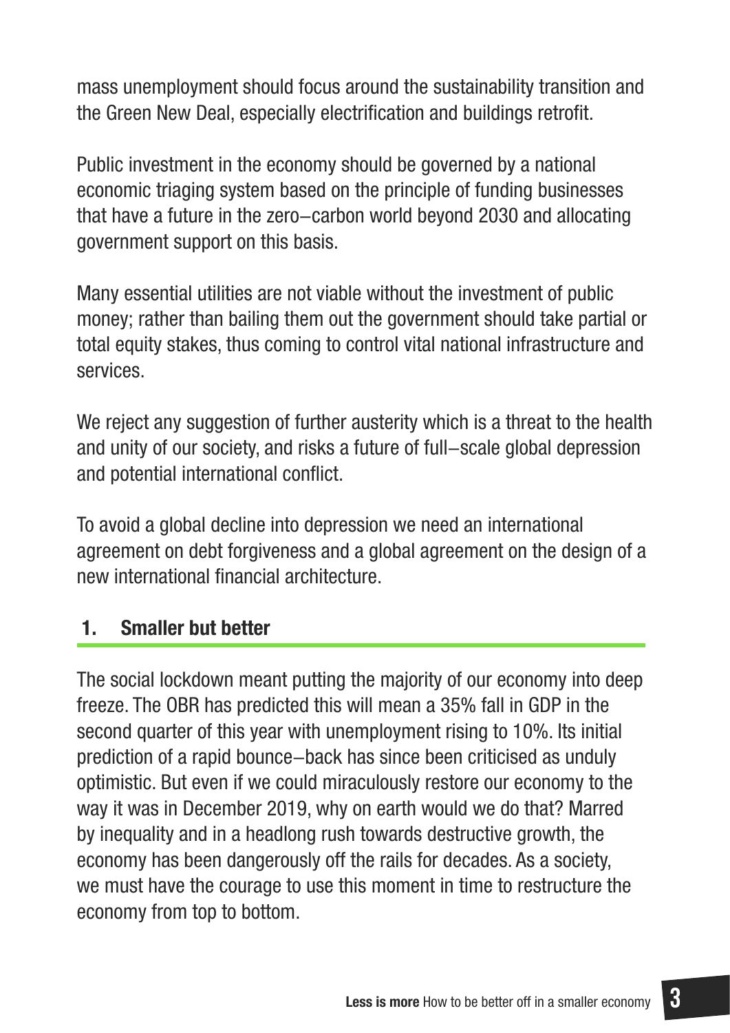mass unemployment should focus around the sustainability transition and the Green New Deal, especially electrification and buildings retrofit.

Public investment in the economy should be governed by a national economic triaging system based on the principle of funding businesses that have a future in the zero–carbon world beyond 2030 and allocating government support on this basis.

Many essential utilities are not viable without the investment of public money; rather than bailing them out the government should take partial or total equity stakes, thus coming to control vital national infrastructure and services.

We reject any suggestion of further austerity which is a threat to the health and unity of our society, and risks a future of full–scale global depression and potential international conflict.

To avoid a global decline into depression we need an international agreement on debt forgiveness and a global agreement on the design of a new international financial architecture.

## 1. Smaller but better

The social lockdown meant putting the majority of our economy into deep freeze. The OBR has predicted this will mean a 35% fall in GDP in the second quarter of this year with unemployment rising to 10%. Its initial prediction of a rapid bounce–back has since been criticised as unduly optimistic. But even if we could miraculously restore our economy to the way it was in December 2019, why on earth would we do that? Marred by inequality and in a headlong rush towards destructive growth, the economy has been dangerously off the rails for decades. As a society, we must have the courage to use this moment in time to restructure the economy from top to bottom.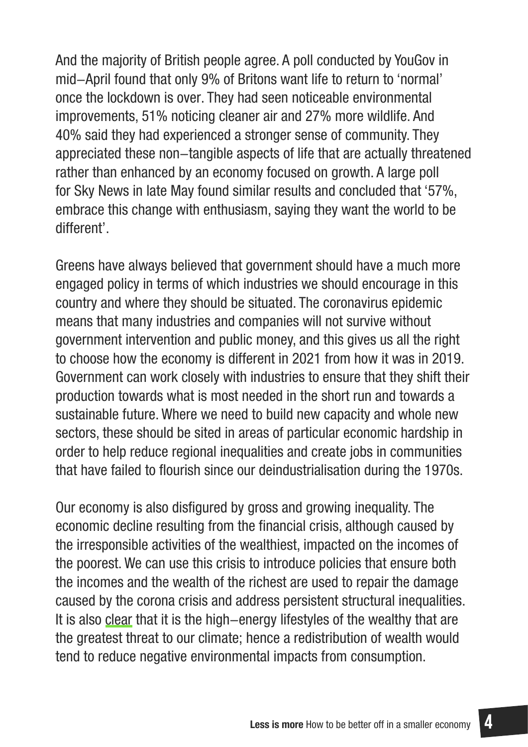And the majority of British people agree. A poll conducted by YouGov in mid–April found that only 9% of Britons want life to return to 'normal' once the lockdown is over. They had seen noticeable environmental improvements, 51% noticing cleaner air and 27% more wildlife. And 40% said they had experienced a stronger sense of community. They appreciated these non–tangible aspects of life that are actually threatened rather than enhanced by an economy focused on growth. A large poll for Sky News in late May found similar results and concluded that '57%, embrace this change with enthusiasm, saying they want the world to be different'.

Greens have always believed that government should have a much more engaged policy in terms of which industries we should encourage in this country and where they should be situated. The coronavirus epidemic means that many industries and companies will not survive without government intervention and public money, and this gives us all the right to choose how the economy is different in 2021 from how it was in 2019. Government can work closely with industries to ensure that they shift their production towards what is most needed in the short run and towards a sustainable future. Where we need to build new capacity and whole new sectors, these should be sited in areas of particular economic hardship in order to help reduce regional inequalities and create jobs in communities that have failed to flourish since our deindustrialisation during the 1970s.

Our economy is also disfigured by gross and growing inequality. The economic decline resulting from the financial crisis, although caused by the irresponsible activities of the wealthiest, impacted on the incomes of the poorest. We can use this crisis to introduce policies that ensure both the incomes and the wealth of the richest are used to repair the damage caused by the corona crisis and address persistent structural inequalities. It is also clear that it is the high–energy lifestyles of the wealthy that are the greatest threat to our climate; hence a redistribution of wealth would tend to reduce negative environmental impacts from consumption.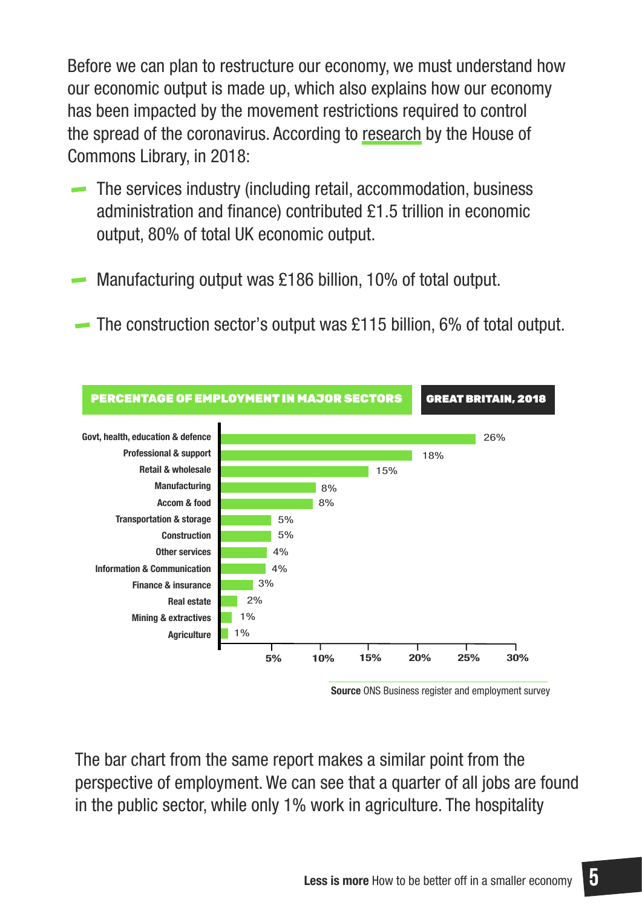Before we can plan to restructure our economy, we must understand how our economic output is made up, which also explains how our economy has been impacted by the movement restrictions required to control the spread of the coronavirus. According to research by the House of Commons Library, in 2018:

- The services industry (including retail, accommodation, business administration and finance) contributed £1.5 trillion in economic output, 80% of total UK economic output.
- Manufacturing output was £186 billion, 10% of total output.
- The construction sector's output was £115 billion, 6% of total output.

**PERCENTAGE OF EMPLOYMENT IN MAJOR SECTORS** — **GREAT BRITAIN, 2018**

| Sector | Percentage |
| --- | --- |
| Govt, health, education & defence | 26% |
| Professional & support | 18% |
| Retail & wholesale | 15% |
| Manufacturing | 8% |
| Accom & food | 8% |
| Transportation & storage | 5% |
| Construction | 5% |
| Other services | 4% |
| Information & Communication | 4% |
| Finance & insurance | 3% |
| Real estate | 2% |
| Mining & extractives | 1% |
| Agriculture | 1% |

**Source** ONS Business register and employment survey

The bar chart from the same report makes a similar point from the perspective of employment. We can see that a quarter of all jobs are found in the public sector, while only 1% work in agriculture. The hospitality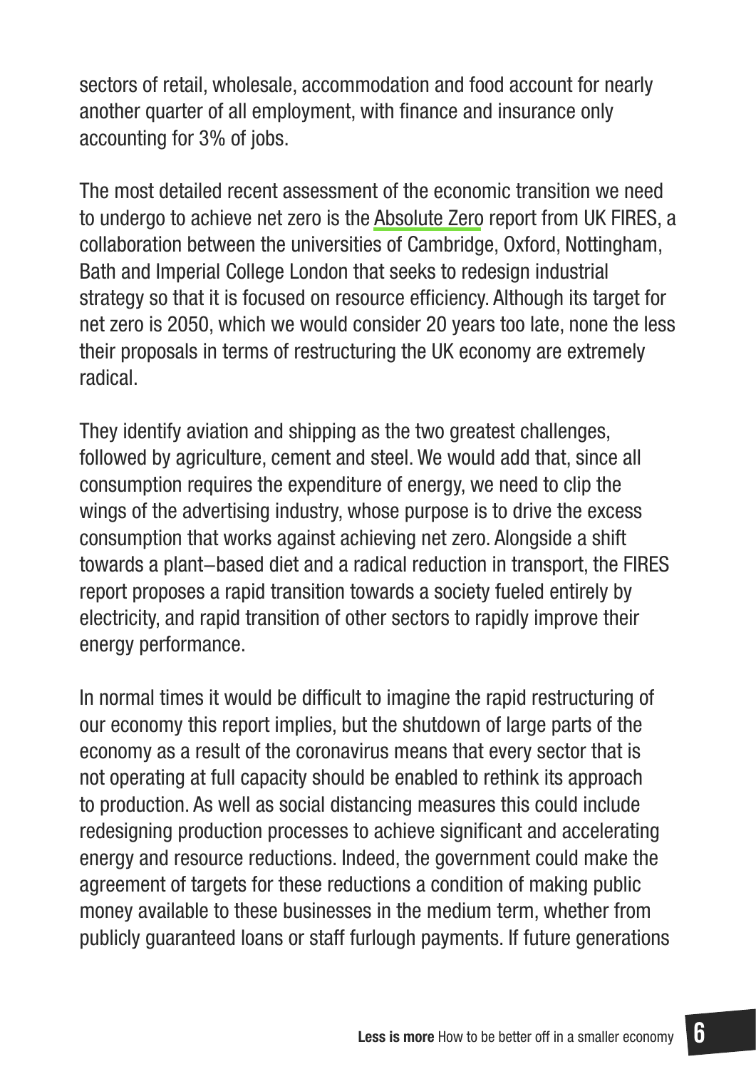sectors of retail, wholesale, accommodation and food account for nearly another quarter of all employment, with finance and insurance only accounting for 3% of jobs.

The most detailed recent assessment of the economic transition we need to undergo to achieve net zero is the Absolute Zero report from UK FIRES, a collaboration between the universities of Cambridge, Oxford, Nottingham, Bath and Imperial College London that seeks to redesign industrial strategy so that it is focused on resource efficiency. Although its target for net zero is 2050, which we would consider 20 years too late, none the less their proposals in terms of restructuring the UK economy are extremely radical.

They identify aviation and shipping as the two greatest challenges, followed by agriculture, cement and steel. We would add that, since all consumption requires the expenditure of energy, we need to clip the wings of the advertising industry, whose purpose is to drive the excess consumption that works against achieving net zero. Alongside a shift towards a plant–based diet and a radical reduction in transport, the FIRES report proposes a rapid transition towards a society fueled entirely by electricity, and rapid transition of other sectors to rapidly improve their energy performance.

In normal times it would be difficult to imagine the rapid restructuring of our economy this report implies, but the shutdown of large parts of the economy as a result of the coronavirus means that every sector that is not operating at full capacity should be enabled to rethink its approach to production. As well as social distancing measures this could include redesigning production processes to achieve significant and accelerating energy and resource reductions. Indeed, the government could make the agreement of targets for these reductions a condition of making public money available to these businesses in the medium term, whether from publicly guaranteed loans or staff furlough payments. If future generations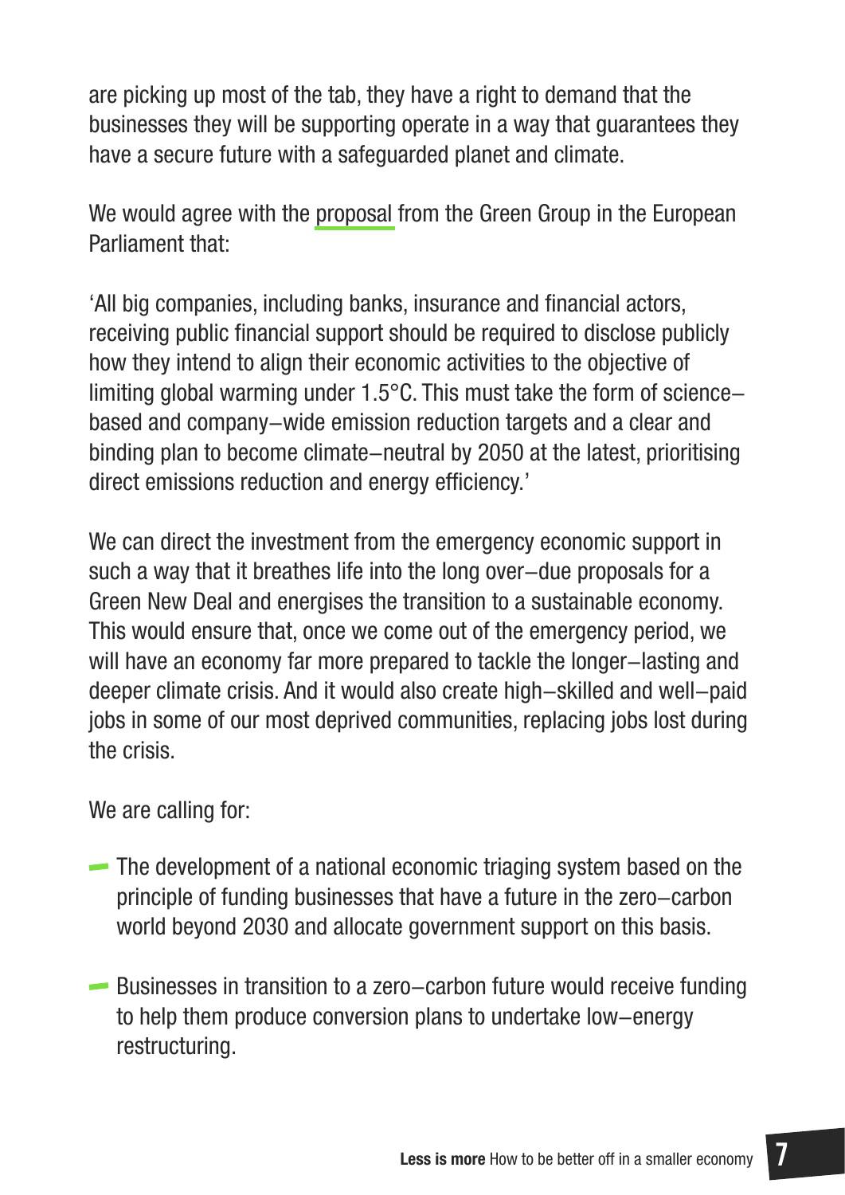are picking up most of the tab, they have a right to demand that the businesses they will be supporting operate in a way that guarantees they have a secure future with a safeguarded planet and climate.

We would agree with the proposal from the Green Group in the European Parliament that:

'All big companies, including banks, insurance and financial actors, receiving public financial support should be required to disclose publicly how they intend to align their economic activities to the objective of limiting global warming under 1.5°C. This must take the form of science–based and company–wide emission reduction targets and a clear and binding plan to become climate–neutral by 2050 at the latest, prioritising direct emissions reduction and energy efficiency.'

We can direct the investment from the emergency economic support in such a way that it breathes life into the long over–due proposals for a Green New Deal and energises the transition to a sustainable economy. This would ensure that, once we come out of the emergency period, we will have an economy far more prepared to tackle the longer–lasting and deeper climate crisis. And it would also create high–skilled and well–paid jobs in some of our most deprived communities, replacing jobs lost during the crisis.

We are calling for:

- The development of a national economic triaging system based on the principle of funding businesses that have a future in the zero–carbon world beyond 2030 and allocate government support on this basis.
- Businesses in transition to a zero–carbon future would receive funding to help them produce conversion plans to undertake low–energy restructuring.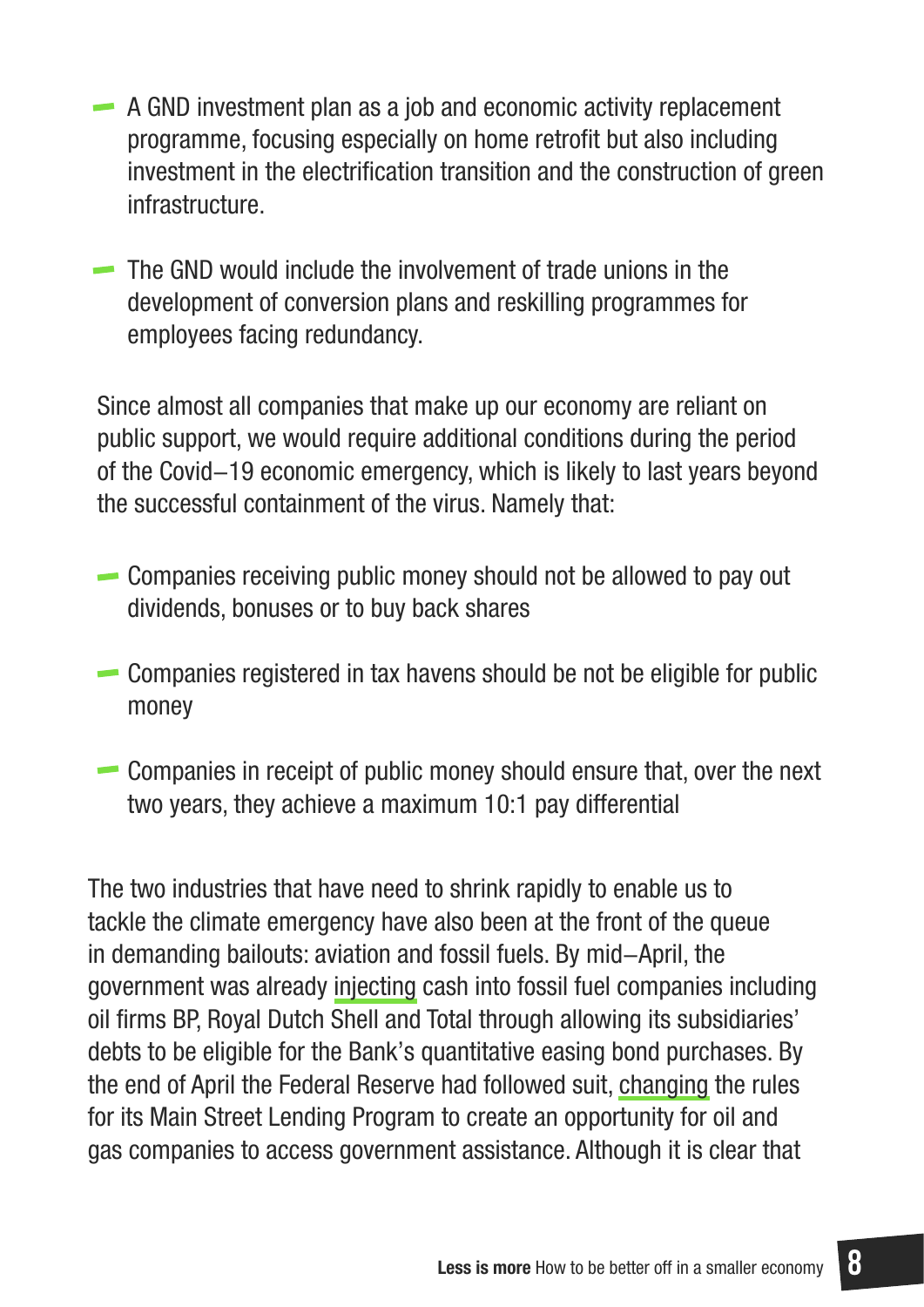- A GND investment plan as a job and economic activity replacement programme, focusing especially on home retrofit but also including investment in the electrification transition and the construction of green infrastructure.

- The GND would include the involvement of trade unions in the development of conversion plans and reskilling programmes for employees facing redundancy.

Since almost all companies that make up our economy are reliant on public support, we would require additional conditions during the period of the Covid–19 economic emergency, which is likely to last years beyond the successful containment of the virus. Namely that:

- Companies receiving public money should not be allowed to pay out dividends, bonuses or to buy back shares

- Companies registered in tax havens should be not be eligible for public money

- Companies in receipt of public money should ensure that, over the next two years, they achieve a maximum 10:1 pay differential

The two industries that have need to shrink rapidly to enable us to tackle the climate emergency have also been at the front of the queue in demanding bailouts: aviation and fossil fuels. By mid–April, the government was already injecting cash into fossil fuel companies including oil firms BP, Royal Dutch Shell and Total through allowing its subsidiaries' debts to be eligible for the Bank's quantitative easing bond purchases. By the end of April the Federal Reserve had followed suit, changing the rules for its Main Street Lending Program to create an opportunity for oil and gas companies to access government assistance. Although it is clear that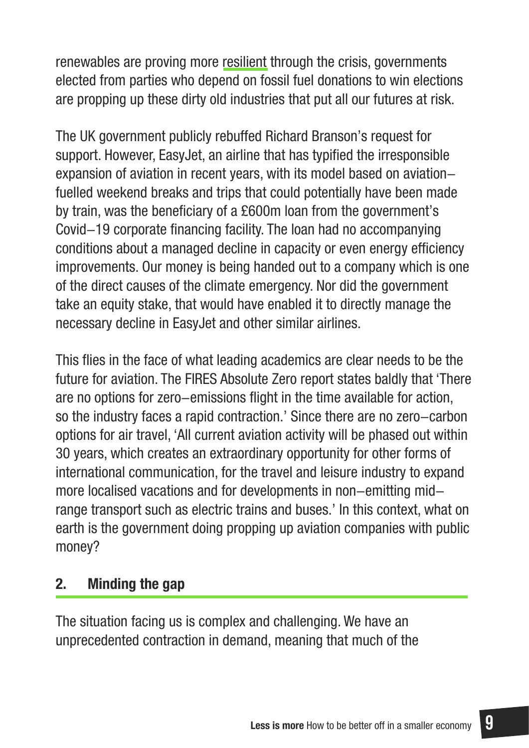renewables are proving more resilient through the crisis, governments elected from parties who depend on fossil fuel donations to win elections are propping up these dirty old industries that put all our futures at risk.

The UK government publicly rebuffed Richard Branson's request for support. However, EasyJet, an airline that has typified the irresponsible expansion of aviation in recent years, with its model based on aviation–fuelled weekend breaks and trips that could potentially have been made by train, was the beneficiary of a £600m loan from the government's Covid–19 corporate financing facility. The loan had no accompanying conditions about a managed decline in capacity or even energy efficiency improvements. Our money is being handed out to a company which is one of the direct causes of the climate emergency. Nor did the government take an equity stake, that would have enabled it to directly manage the necessary decline in EasyJet and other similar airlines.

This flies in the face of what leading academics are clear needs to be the future for aviation. The FIRES Absolute Zero report states baldly that 'There are no options for zero–emissions flight in the time available for action, so the industry faces a rapid contraction.' Since there are no zero–carbon options for air travel, 'All current aviation activity will be phased out within 30 years, which creates an extraordinary opportunity for other forms of international communication, for the travel and leisure industry to expand more localised vacations and for developments in non–emitting mid–range transport such as electric trains and buses.' In this context, what on earth is the government doing propping up aviation companies with public money?

## 2. Minding the gap

The situation facing us is complex and challenging. We have an unprecedented contraction in demand, meaning that much of the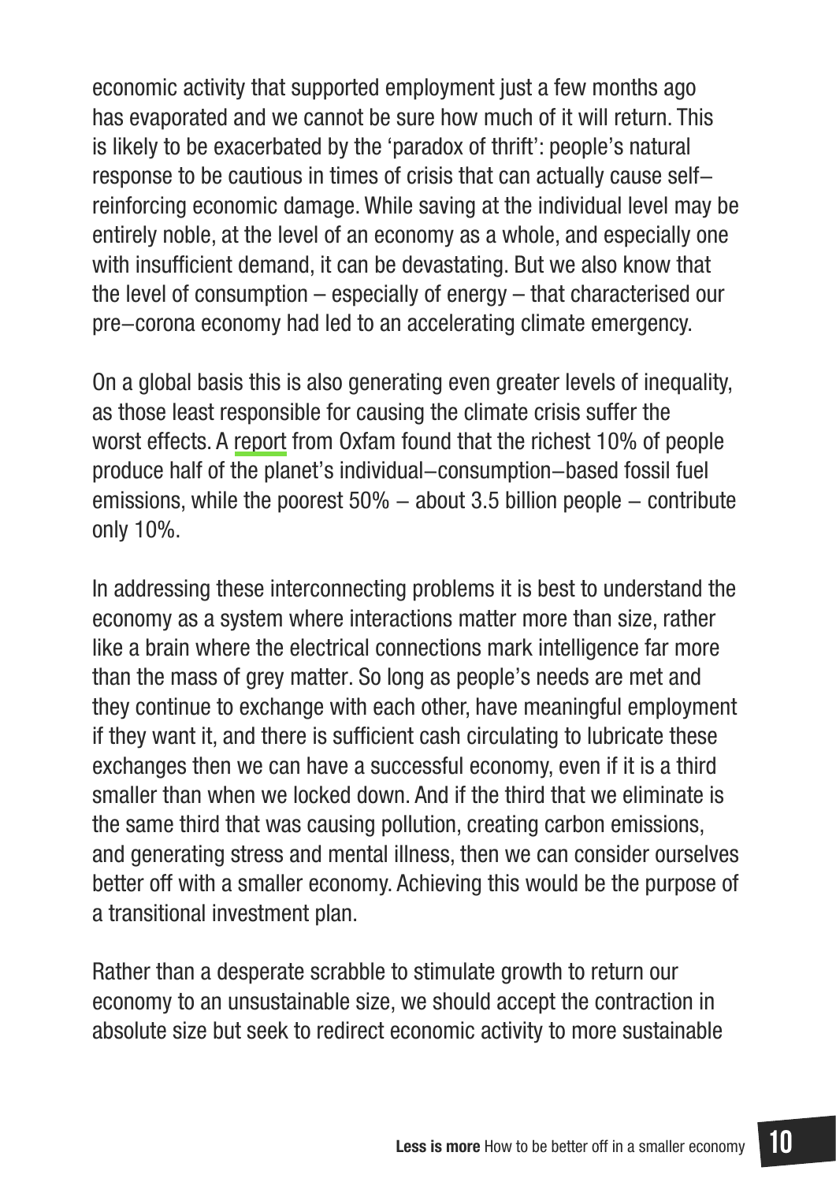economic activity that supported employment just a few months ago has evaporated and we cannot be sure how much of it will return. This is likely to be exacerbated by the 'paradox of thrift': people's natural response to be cautious in times of crisis that can actually cause self–reinforcing economic damage. While saving at the individual level may be entirely noble, at the level of an economy as a whole, and especially one with insufficient demand, it can be devastating. But we also know that the level of consumption – especially of energy – that characterised our pre–corona economy had led to an accelerating climate emergency.

On a global basis this is also generating even greater levels of inequality, as those least responsible for causing the climate crisis suffer the worst effects. A report from Oxfam found that the richest 10% of people produce half of the planet's individual–consumption–based fossil fuel emissions, while the poorest 50% – about 3.5 billion people – contribute only 10%.

In addressing these interconnecting problems it is best to understand the economy as a system where interactions matter more than size, rather like a brain where the electrical connections mark intelligence far more than the mass of grey matter. So long as people's needs are met and they continue to exchange with each other, have meaningful employment if they want it, and there is sufficient cash circulating to lubricate these exchanges then we can have a successful economy, even if it is a third smaller than when we locked down. And if the third that we eliminate is the same third that was causing pollution, creating carbon emissions, and generating stress and mental illness, then we can consider ourselves better off with a smaller economy. Achieving this would be the purpose of a transitional investment plan.

Rather than a desperate scrabble to stimulate growth to return our economy to an unsustainable size, we should accept the contraction in absolute size but seek to redirect economic activity to more sustainable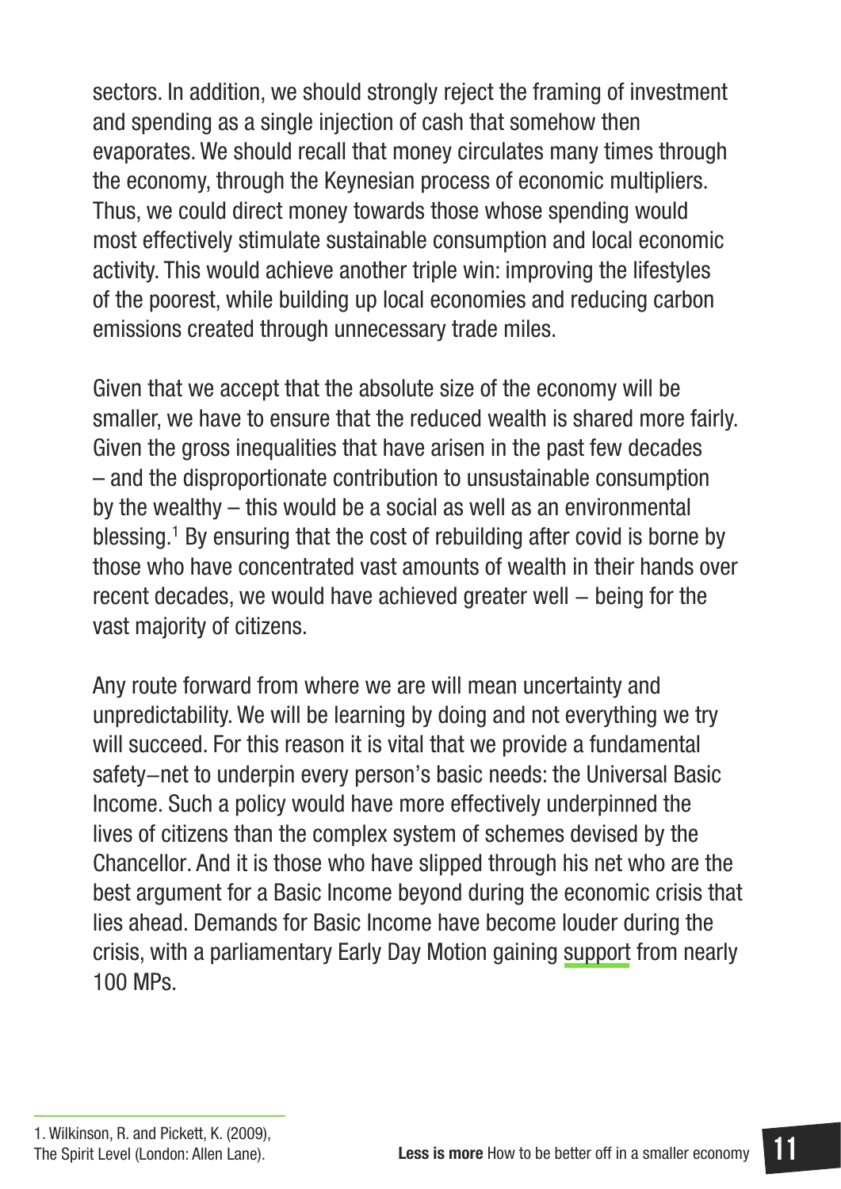sectors. In addition, we should strongly reject the framing of investment and spending as a single injection of cash that somehow then evaporates. We should recall that money circulates many times through the economy, through the Keynesian process of economic multipliers. Thus, we could direct money towards those whose spending would most effectively stimulate sustainable consumption and local economic activity. This would achieve another triple win: improving the lifestyles of the poorest, while building up local economies and reducing carbon emissions created through unnecessary trade miles.

Given that we accept that the absolute size of the economy will be smaller, we have to ensure that the reduced wealth is shared more fairly. Given the gross inequalities that have arisen in the past few decades – and the disproportionate contribution to unsustainable consumption by the wealthy – this would be a social as well as an environmental blessing.[1] By ensuring that the cost of rebuilding after covid is borne by those who have concentrated vast amounts of wealth in their hands over recent decades, we would have achieved greater well – being for the vast majority of citizens.

Any route forward from where we are will mean uncertainty and unpredictability. We will be learning by doing and not everything we try will succeed. For this reason it is vital that we provide a fundamental safety–net to underpin every person's basic needs: the Universal Basic Income. Such a policy would have more effectively underpinned the lives of citizens than the complex system of schemes devised by the Chancellor. And it is those who have slipped through his net who are the best argument for a Basic Income beyond during the economic crisis that lies ahead. Demands for Basic Income have become louder during the crisis, with a parliamentary Early Day Motion gaining support from nearly 100 MPs.

---

1. Wilkinson, R. and Pickett, K. (2009), The Spirit Level (London: Allen Lane).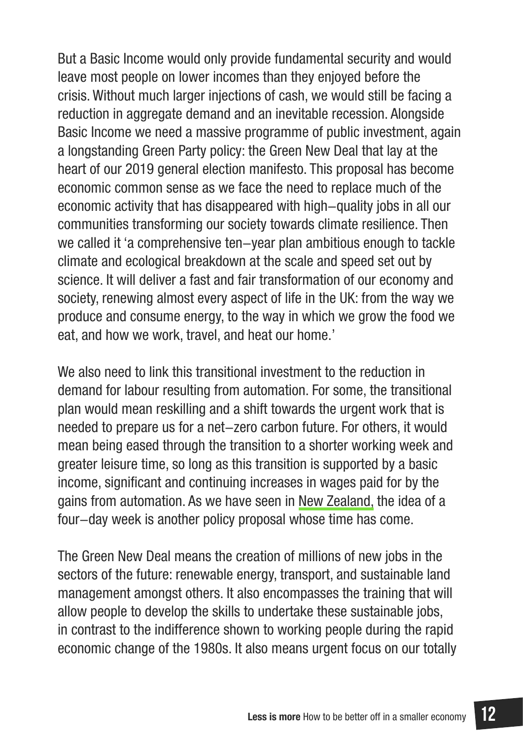But a Basic Income would only provide fundamental security and would leave most people on lower incomes than they enjoyed before the crisis. Without much larger injections of cash, we would still be facing a reduction in aggregate demand and an inevitable recession. Alongside Basic Income we need a massive programme of public investment, again a longstanding Green Party policy: the Green New Deal that lay at the heart of our 2019 general election manifesto. This proposal has become economic common sense as we face the need to replace much of the economic activity that has disappeared with high–quality jobs in all our communities transforming our society towards climate resilience. Then we called it 'a comprehensive ten–year plan ambitious enough to tackle climate and ecological breakdown at the scale and speed set out by science. It will deliver a fast and fair transformation of our economy and society, renewing almost every aspect of life in the UK: from the way we produce and consume energy, to the way in which we grow the food we eat, and how we work, travel, and heat our home.'

We also need to link this transitional investment to the reduction in demand for labour resulting from automation. For some, the transitional plan would mean reskilling and a shift towards the urgent work that is needed to prepare us for a net–zero carbon future. For others, it would mean being eased through the transition to a shorter working week and greater leisure time, so long as this transition is supported by a basic income, significant and continuing increases in wages paid for by the gains from automation. As we have seen in New Zealand, the idea of a four–day week is another policy proposal whose time has come.

The Green New Deal means the creation of millions of new jobs in the sectors of the future: renewable energy, transport, and sustainable land management amongst others. It also encompasses the training that will allow people to develop the skills to undertake these sustainable jobs, in contrast to the indifference shown to working people during the rapid economic change of the 1980s. It also means urgent focus on our totally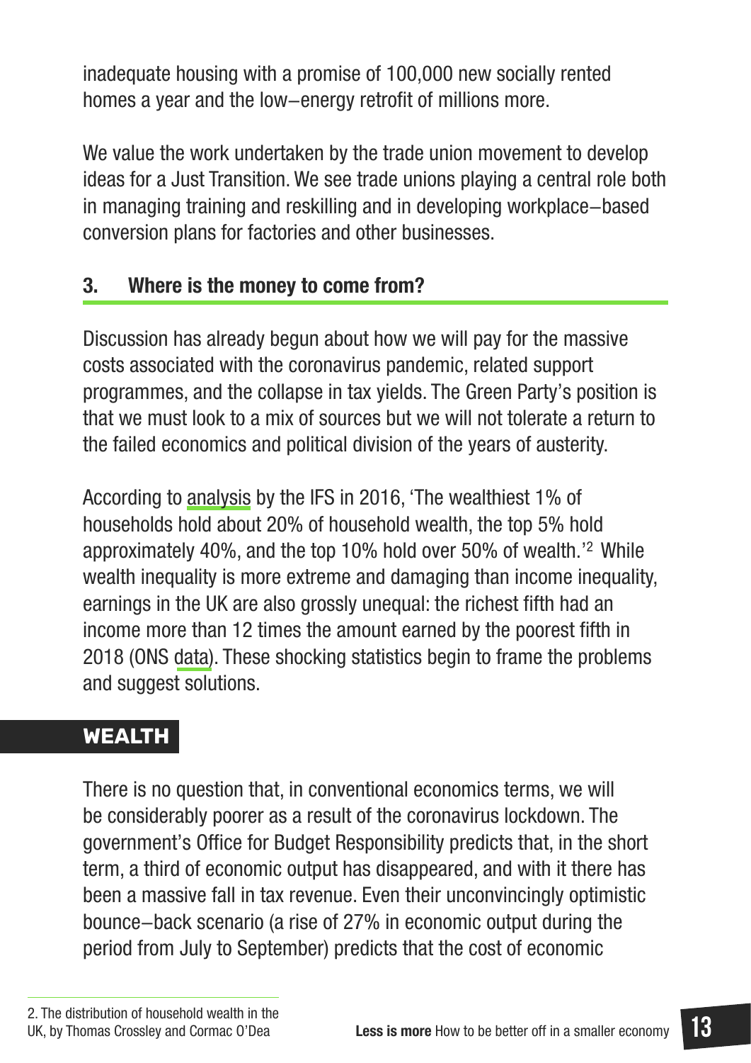inadequate housing with a promise of 100,000 new socially rented homes a year and the low–energy retrofit of millions more.

We value the work undertaken by the trade union movement to develop ideas for a Just Transition. We see trade unions playing a central role both in managing training and reskilling and in developing workplace–based conversion plans for factories and other businesses.

## 3. Where is the money to come from?

Discussion has already begun about how we will pay for the massive costs associated with the coronavirus pandemic, related support programmes, and the collapse in tax yields. The Green Party's position is that we must look to a mix of sources but we will not tolerate a return to the failed economics and political division of the years of austerity.

According to analysis by the IFS in 2016, 'The wealthiest 1% of households hold about 20% of household wealth, the top 5% hold approximately 40%, and the top 10% hold over 50% of wealth.'[2] While wealth inequality is more extreme and damaging than income inequality, earnings in the UK are also grossly unequal: the richest fifth had an income more than 12 times the amount earned by the poorest fifth in 2018 (ONS data). These shocking statistics begin to frame the problems and suggest solutions.

### WEALTH

There is no question that, in conventional economics terms, we will be considerably poorer as a result of the coronavirus lockdown. The government's Office for Budget Responsibility predicts that, in the short term, a third of economic output has disappeared, and with it there has been a massive fall in tax revenue. Even their unconvincingly optimistic bounce–back scenario (a rise of 27% in economic output during the period from July to September) predicts that the cost of economic

2. The distribution of household wealth in the UK, by Thomas Crossley and Cormac O'Dea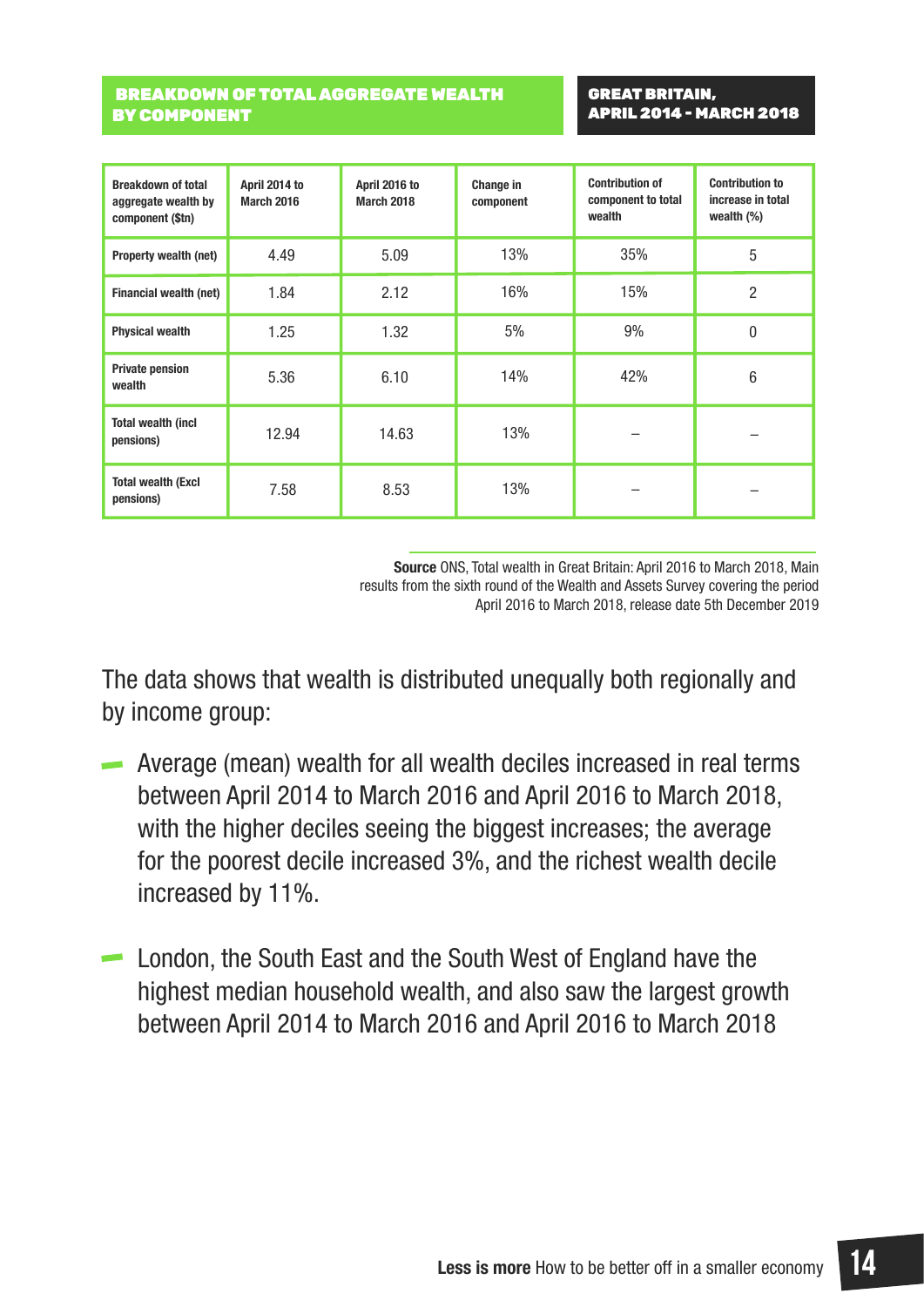## BREAKDOWN OF TOTAL AGGREGATE WEALTH BY COMPONENT

**GREAT BRITAIN, APRIL 2014 - MARCH 2018**

| Breakdown of total aggregate wealth by component ($tn) | April 2014 to March 2016 | April 2016 to March 2018 | Change in component | Contribution of component to total wealth | Contribution to increase in total wealth (%) |
|---|---|---|---|---|---|
| Property wealth (net) | 4.49 | 5.09 | 13% | 35% | 5 |
| Financial wealth (net) | 1.84 | 2.12 | 16% | 15% | 2 |
| Physical wealth | 1.25 | 1.32 | 5% | 9% | 0 |
| Private pension wealth | 5.36 | 6.10 | 14% | 42% | 6 |
| Total wealth (incl pensions) | 12.94 | 14.63 | 13% | – | – |
| Total wealth (Excl pensions) | 7.58 | 8.53 | 13% | – | – |

**Source** ONS, Total wealth in Great Britain: April 2016 to March 2018, Main results from the sixth round of the Wealth and Assets Survey covering the period April 2016 to March 2018, release date 5th December 2019

The data shows that wealth is distributed unequally both regionally and by income group:

- Average (mean) wealth for all wealth deciles increased in real terms between April 2014 to March 2016 and April 2016 to March 2018, with the higher deciles seeing the biggest increases; the average for the poorest decile increased 3%, and the richest wealth decile increased by 11%.
- London, the South East and the South West of England have the highest median household wealth, and also saw the largest growth between April 2014 to March 2016 and April 2016 to March 2018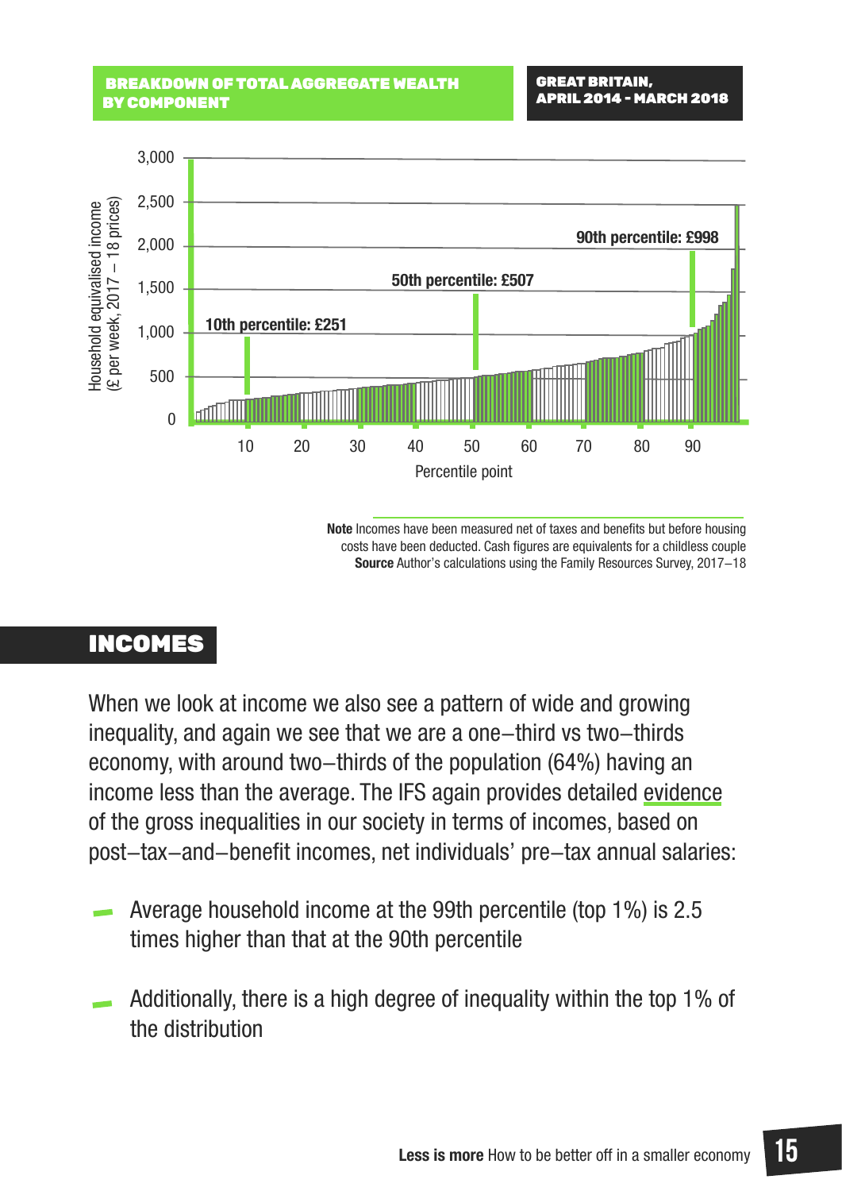**BREAKDOWN OF TOTAL AGGREGATE WEALTH BY COMPONENT**

**GREAT BRITAIN, APRIL 2014 - MARCH 2018**

Household equivalised income (£ per week, 2017 – 18 prices)

10th percentile: £251

50th percentile: £507

90th percentile: £998

Percentile point

**Note** Incomes have been measured net of taxes and benefits but before housing costs have been deducted. Cash figures are equivalents for a childless couple
**Source** Author's calculations using the Family Resources Survey, 2017–18

## INCOMES

When we look at income we also see a pattern of wide and growing inequality, and again we see that we are a one–third vs two–thirds economy, with around two–thirds of the population (64%) having an income less than the average. The IFS again provides detailed evidence of the gross inequalities in our society in terms of incomes, based on post–tax–and–benefit incomes, net individuals' pre–tax annual salaries:

- Average household income at the 99th percentile (top 1%) is 2.5 times higher than that at the 90th percentile
- Additionally, there is a high degree of inequality within the top 1% of the distribution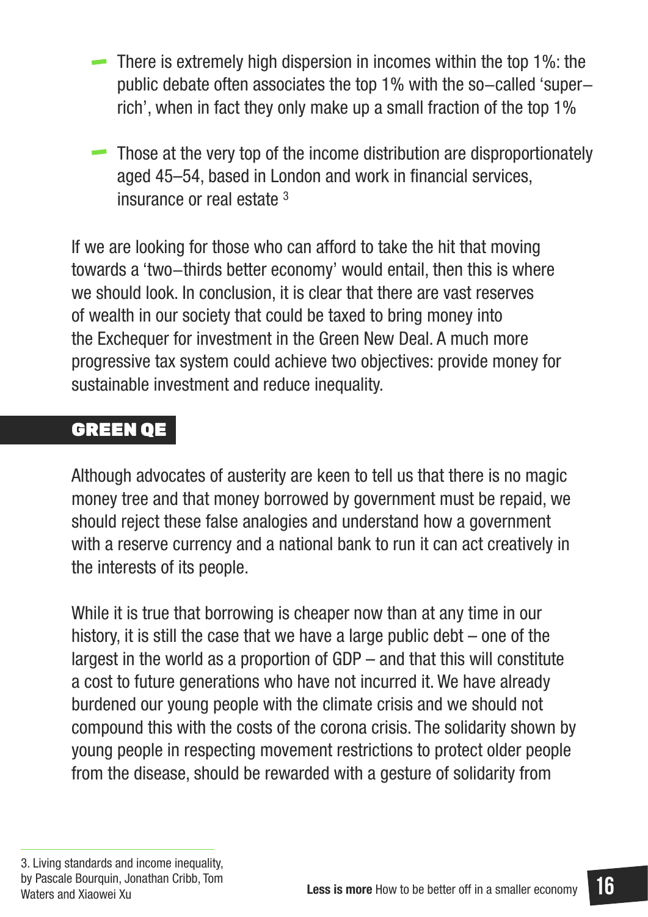- There is extremely high dispersion in incomes within the top 1%: the public debate often associates the top 1% with the so–called 'super–rich', when in fact they only make up a small fraction of the top 1%
- Those at the very top of the income distribution are disproportionately aged 45–54, based in London and work in financial services, insurance or real estate [3]

If we are looking for those who can afford to take the hit that moving towards a 'two–thirds better economy' would entail, then this is where we should look. In conclusion, it is clear that there are vast reserves of wealth in our society that could be taxed to bring money into the Exchequer for investment in the Green New Deal. A much more progressive tax system could achieve two objectives: provide money for sustainable investment and reduce inequality.

## GREEN QE

Although advocates of austerity are keen to tell us that there is no magic money tree and that money borrowed by government must be repaid, we should reject these false analogies and understand how a government with a reserve currency and a national bank to run it can act creatively in the interests of its people.

While it is true that borrowing is cheaper now than at any time in our history, it is still the case that we have a large public debt – one of the largest in the world as a proportion of GDP – and that this will constitute a cost to future generations who have not incurred it. We have already burdened our young people with the climate crisis and we should not compound this with the costs of the corona crisis. The solidarity shown by young people in respecting movement restrictions to protect older people from the disease, should be rewarded with a gesture of solidarity from

---

3. Living standards and income inequality, by Pascale Bourquin, Jonathan Cribb, Tom Waters and Xiaowei Xu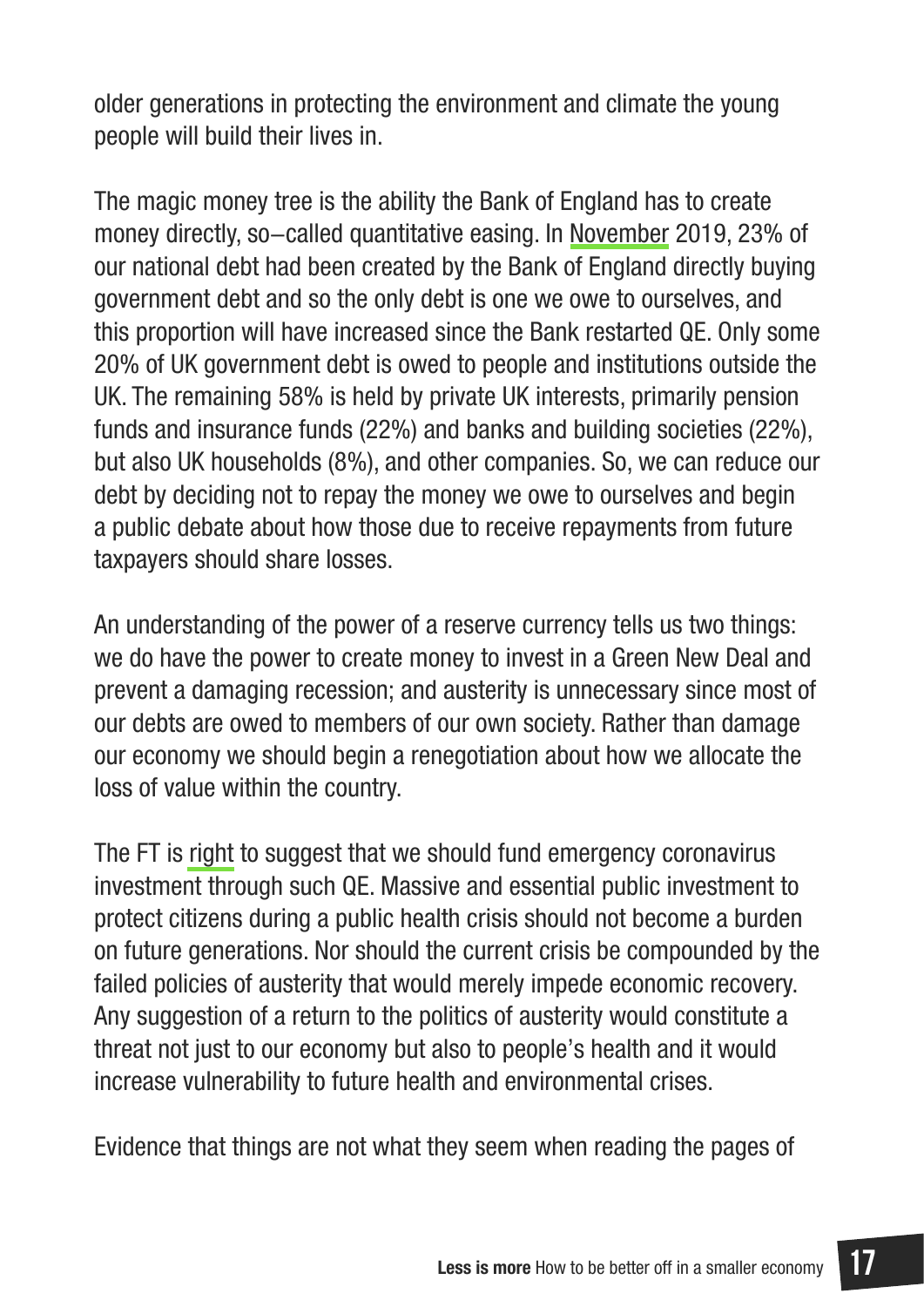older generations in protecting the environment and climate the young people will build their lives in.

The magic money tree is the ability the Bank of England has to create money directly, so–called quantitative easing. In November 2019, 23% of our national debt had been created by the Bank of England directly buying government debt and so the only debt is one we owe to ourselves, and this proportion will have increased since the Bank restarted QE. Only some 20% of UK government debt is owed to people and institutions outside the UK. The remaining 58% is held by private UK interests, primarily pension funds and insurance funds (22%) and banks and building societies (22%), but also UK households (8%), and other companies. So, we can reduce our debt by deciding not to repay the money we owe to ourselves and begin a public debate about how those due to receive repayments from future taxpayers should share losses.

An understanding of the power of a reserve currency tells us two things: we do have the power to create money to invest in a Green New Deal and prevent a damaging recession; and austerity is unnecessary since most of our debts are owed to members of our own society. Rather than damage our economy we should begin a renegotiation about how we allocate the loss of value within the country.

The FT is right to suggest that we should fund emergency coronavirus investment through such QE. Massive and essential public investment to protect citizens during a public health crisis should not become a burden on future generations. Nor should the current crisis be compounded by the failed policies of austerity that would merely impede economic recovery. Any suggestion of a return to the politics of austerity would constitute a threat not just to our economy but also to people's health and it would increase vulnerability to future health and environmental crises.

Evidence that things are not what they seem when reading the pages of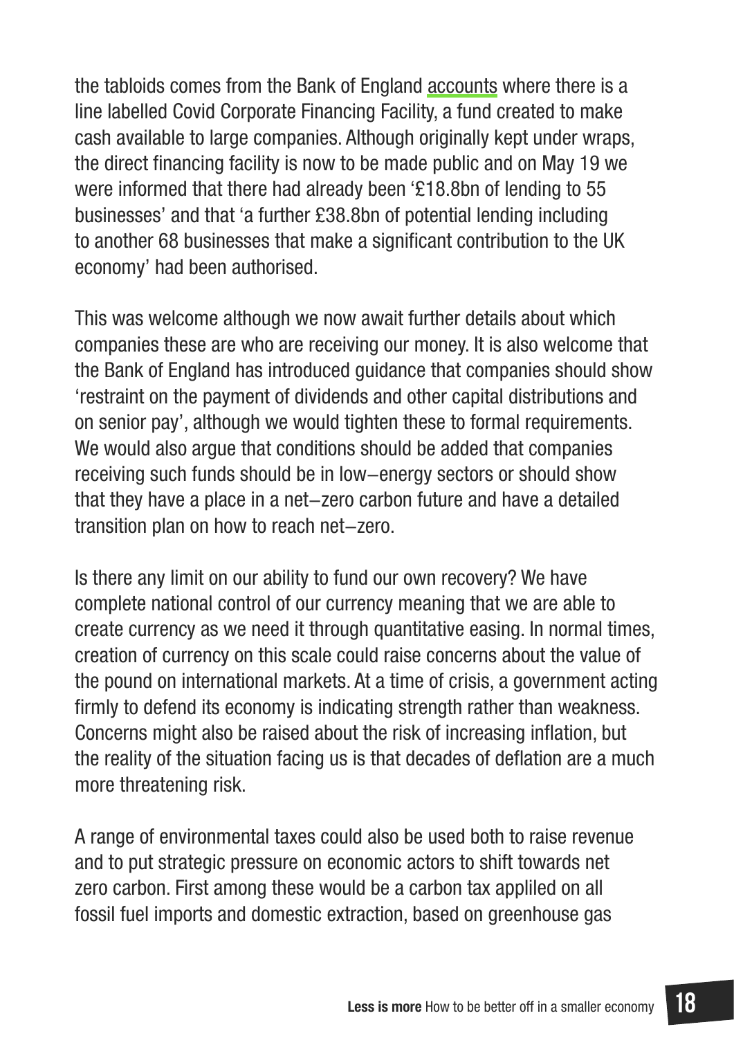the tabloids comes from the Bank of England accounts where there is a line labelled Covid Corporate Financing Facility, a fund created to make cash available to large companies. Although originally kept under wraps, the direct financing facility is now to be made public and on May 19 we were informed that there had already been '£18.8bn of lending to 55 businesses' and that 'a further £38.8bn of potential lending including to another 68 businesses that make a significant contribution to the UK economy' had been authorised.

This was welcome although we now await further details about which companies these are who are receiving our money. It is also welcome that the Bank of England has introduced guidance that companies should show 'restraint on the payment of dividends and other capital distributions and on senior pay', although we would tighten these to formal requirements. We would also argue that conditions should be added that companies receiving such funds should be in low–energy sectors or should show that they have a place in a net–zero carbon future and have a detailed transition plan on how to reach net–zero.

Is there any limit on our ability to fund our own recovery? We have complete national control of our currency meaning that we are able to create currency as we need it through quantitative easing. In normal times, creation of currency on this scale could raise concerns about the value of the pound on international markets. At a time of crisis, a government acting firmly to defend its economy is indicating strength rather than weakness. Concerns might also be raised about the risk of increasing inflation, but the reality of the situation facing us is that decades of deflation are a much more threatening risk.

A range of environmental taxes could also be used both to raise revenue and to put strategic pressure on economic actors to shift towards net zero carbon. First among these would be a carbon tax appliled on all fossil fuel imports and domestic extraction, based on greenhouse gas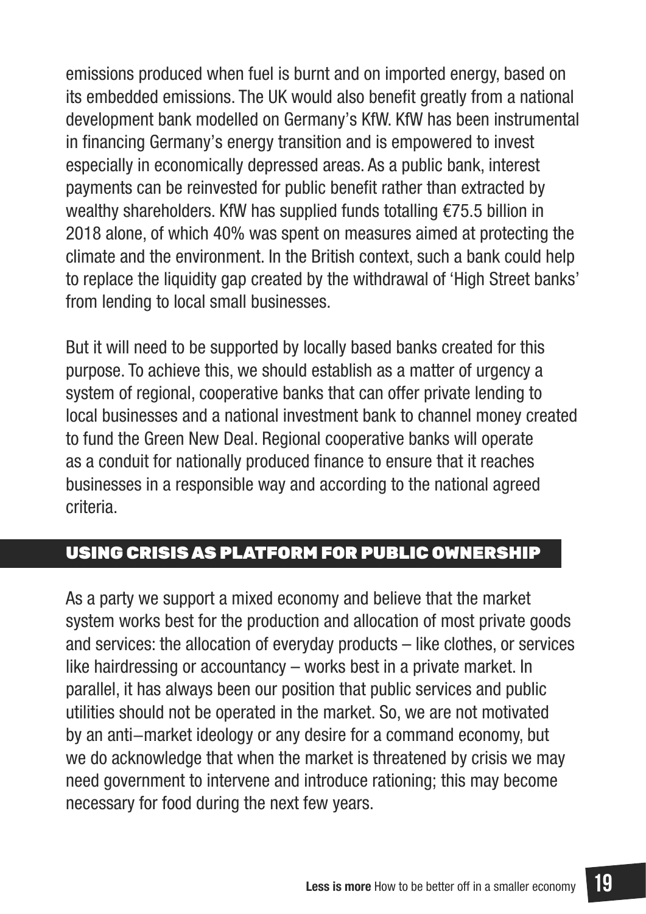emissions produced when fuel is burnt and on imported energy, based on its embedded emissions. The UK would also benefit greatly from a national development bank modelled on Germany's KfW. KfW has been instrumental in financing Germany's energy transition and is empowered to invest especially in economically depressed areas. As a public bank, interest payments can be reinvested for public benefit rather than extracted by wealthy shareholders. KfW has supplied funds totalling €75.5 billion in 2018 alone, of which 40% was spent on measures aimed at protecting the climate and the environment. In the British context, such a bank could help to replace the liquidity gap created by the withdrawal of 'High Street banks' from lending to local small businesses.

But it will need to be supported by locally based banks created for this purpose. To achieve this, we should establish as a matter of urgency a system of regional, cooperative banks that can offer private lending to local businesses and a national investment bank to channel money created to fund the Green New Deal. Regional cooperative banks will operate as a conduit for nationally produced finance to ensure that it reaches businesses in a responsible way and according to the national agreed criteria.

## USING CRISIS AS PLATFORM FOR PUBLIC OWNERSHIP

As a party we support a mixed economy and believe that the market system works best for the production and allocation of most private goods and services: the allocation of everyday products – like clothes, or services like hairdressing or accountancy – works best in a private market. In parallel, it has always been our position that public services and public utilities should not be operated in the market. So, we are not motivated by an anti–market ideology or any desire for a command economy, but we do acknowledge that when the market is threatened by crisis we may need government to intervene and introduce rationing; this may become necessary for food during the next few years.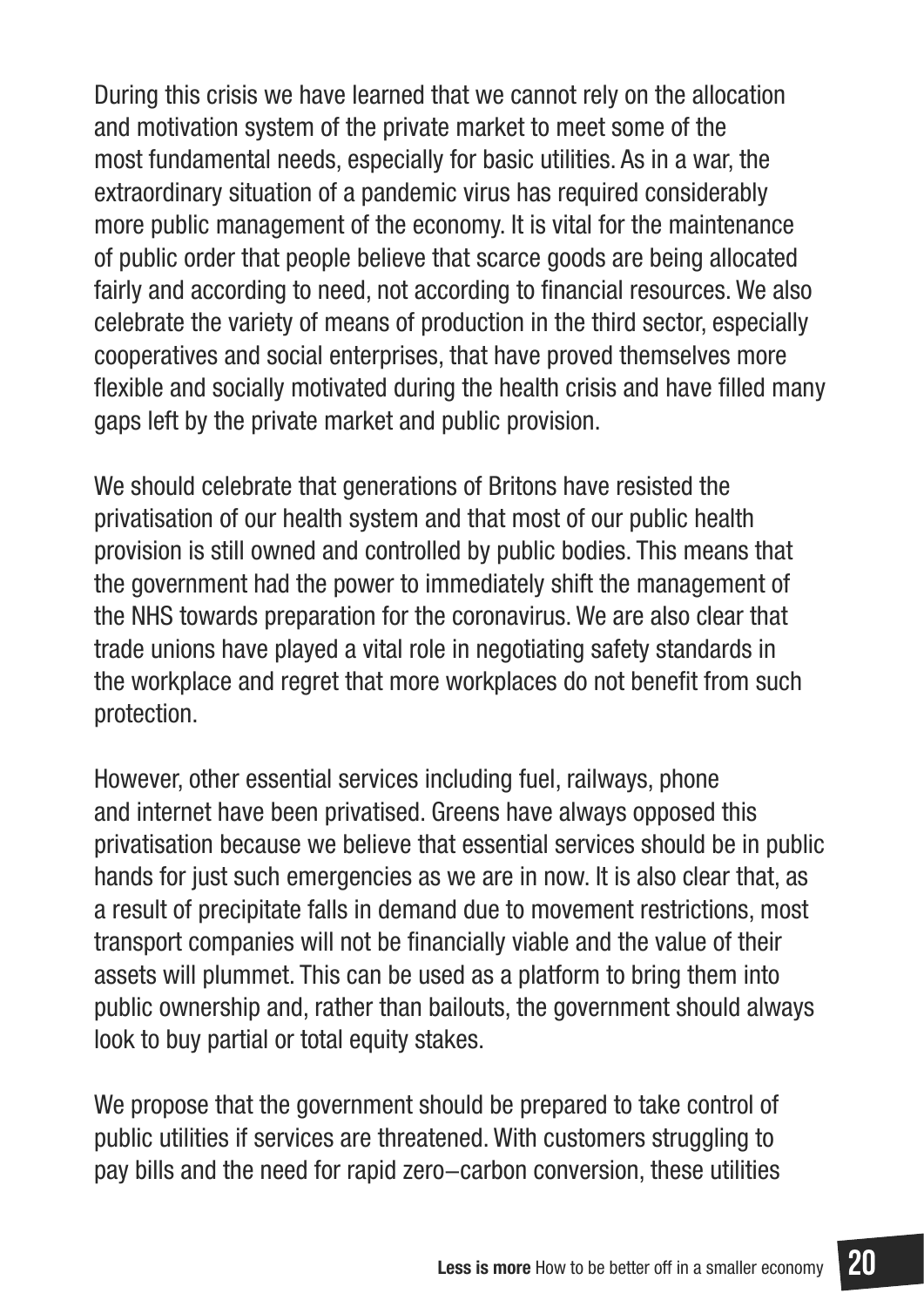During this crisis we have learned that we cannot rely on the allocation and motivation system of the private market to meet some of the most fundamental needs, especially for basic utilities. As in a war, the extraordinary situation of a pandemic virus has required considerably more public management of the economy. It is vital for the maintenance of public order that people believe that scarce goods are being allocated fairly and according to need, not according to financial resources. We also celebrate the variety of means of production in the third sector, especially cooperatives and social enterprises, that have proved themselves more flexible and socially motivated during the health crisis and have filled many gaps left by the private market and public provision.

We should celebrate that generations of Britons have resisted the privatisation of our health system and that most of our public health provision is still owned and controlled by public bodies. This means that the government had the power to immediately shift the management of the NHS towards preparation for the coronavirus. We are also clear that trade unions have played a vital role in negotiating safety standards in the workplace and regret that more workplaces do not benefit from such protection.

However, other essential services including fuel, railways, phone and internet have been privatised. Greens have always opposed this privatisation because we believe that essential services should be in public hands for just such emergencies as we are in now. It is also clear that, as a result of precipitate falls in demand due to movement restrictions, most transport companies will not be financially viable and the value of their assets will plummet. This can be used as a platform to bring them into public ownership and, rather than bailouts, the government should always look to buy partial or total equity stakes.

We propose that the government should be prepared to take control of public utilities if services are threatened. With customers struggling to pay bills and the need for rapid zero–carbon conversion, these utilities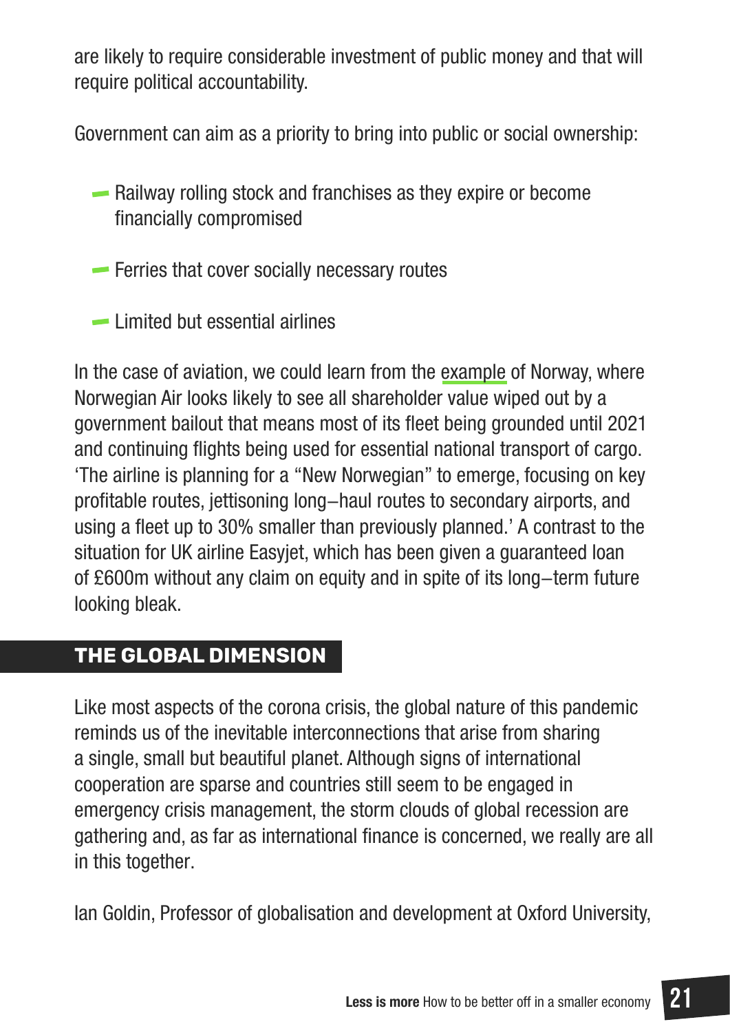are likely to require considerable investment of public money and that will require political accountability.

Government can aim as a priority to bring into public or social ownership:

- Railway rolling stock and franchises as they expire or become financially compromised
- Ferries that cover socially necessary routes
- Limited but essential airlines

In the case of aviation, we could learn from the example of Norway, where Norwegian Air looks likely to see all shareholder value wiped out by a government bailout that means most of its fleet being grounded until 2021 and continuing flights being used for essential national transport of cargo. 'The airline is planning for a "New Norwegian" to emerge, focusing on key profitable routes, jettisoning long–haul routes to secondary airports, and using a fleet up to 30% smaller than previously planned.' A contrast to the situation for UK airline Easyjet, which has been given a guaranteed loan of £600m without any claim on equity and in spite of its long–term future looking bleak.

## THE GLOBAL DIMENSION

Like most aspects of the corona crisis, the global nature of this pandemic reminds us of the inevitable interconnections that arise from sharing a single, small but beautiful planet. Although signs of international cooperation are sparse and countries still seem to be engaged in emergency crisis management, the storm clouds of global recession are gathering and, as far as international finance is concerned, we really are all in this together.

Ian Goldin, Professor of globalisation and development at Oxford University,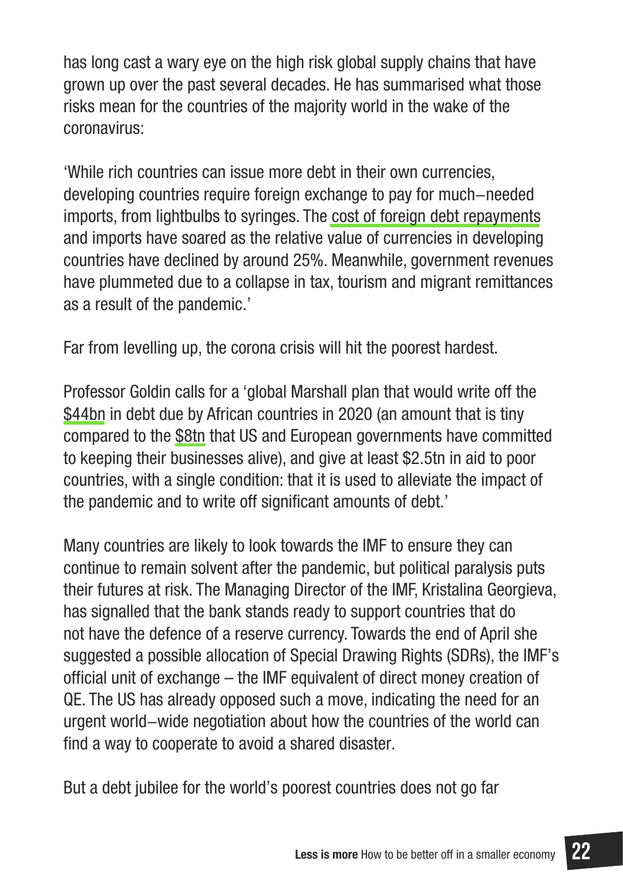has long cast a wary eye on the high risk global supply chains that have grown up over the past several decades. He has summarised what those risks mean for the countries of the majority world in the wake of the coronavirus:

'While rich countries can issue more debt in their own currencies, developing countries require foreign exchange to pay for much–needed imports, from lightbulbs to syringes. The cost of foreign debt repayments and imports have soared as the relative value of currencies in developing countries have declined by around 25%. Meanwhile, government revenues have plummeted due to a collapse in tax, tourism and migrant remittances as a result of the pandemic.'

Far from levelling up, the corona crisis will hit the poorest hardest.

Professor Goldin calls for a 'global Marshall plan that would write off the $44bn in debt due by African countries in 2020 (an amount that is tiny compared to the $8tn that US and European governments have committed to keeping their businesses alive), and give at least $2.5tn in aid to poor countries, with a single condition: that it is used to alleviate the impact of the pandemic and to write off significant amounts of debt.'

Many countries are likely to look towards the IMF to ensure they can continue to remain solvent after the pandemic, but political paralysis puts their futures at risk. The Managing Director of the IMF, Kristalina Georgieva, has signalled that the bank stands ready to support countries that do not have the defence of a reserve currency. Towards the end of April she suggested a possible allocation of Special Drawing Rights (SDRs), the IMF's official unit of exchange – the IMF equivalent of direct money creation of QE. The US has already opposed such a move, indicating the need for an urgent world–wide negotiation about how the countries of the world can find a way to cooperate to avoid a shared disaster.

But a debt jubilee for the world's poorest countries does not go far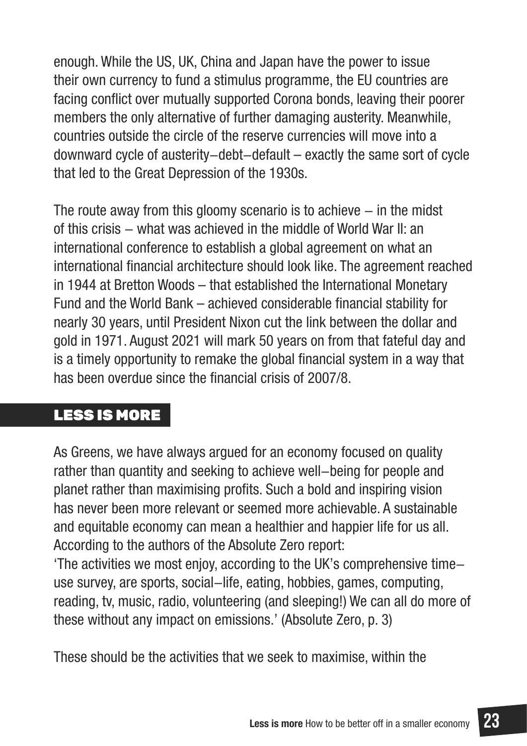enough. While the US, UK, China and Japan have the power to issue their own currency to fund a stimulus programme, the EU countries are facing conflict over mutually supported Corona bonds, leaving their poorer members the only alternative of further damaging austerity. Meanwhile, countries outside the circle of the reserve currencies will move into a downward cycle of austerity–debt–default – exactly the same sort of cycle that led to the Great Depression of the 1930s.

The route away from this gloomy scenario is to achieve – in the midst of this crisis – what was achieved in the middle of World War II: an international conference to establish a global agreement on what an international financial architecture should look like. The agreement reached in 1944 at Bretton Woods – that established the International Monetary Fund and the World Bank – achieved considerable financial stability for nearly 30 years, until President Nixon cut the link between the dollar and gold in 1971. August 2021 will mark 50 years on from that fateful day and is a timely opportunity to remake the global financial system in a way that has been overdue since the financial crisis of 2007/8.

## LESS IS MORE

As Greens, we have always argued for an economy focused on quality rather than quantity and seeking to achieve well–being for people and planet rather than maximising profits. Such a bold and inspiring vision has never been more relevant or seemed more achievable. A sustainable and equitable economy can mean a healthier and happier life for us all. According to the authors of the Absolute Zero report:
'The activities we most enjoy, according to the UK's comprehensive time–use survey, are sports, social–life, eating, hobbies, games, computing, reading, tv, music, radio, volunteering (and sleeping!) We can all do more of these without any impact on emissions.' (Absolute Zero, p. 3)

These should be the activities that we seek to maximise, within the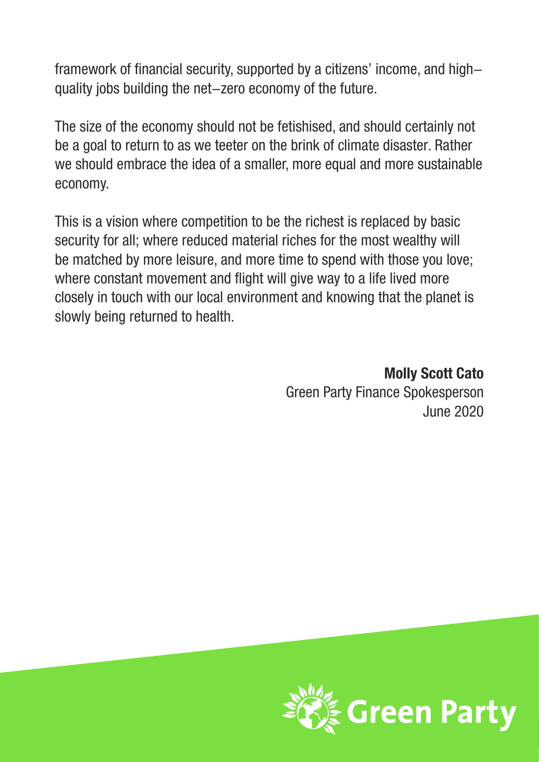framework of financial security, supported by a citizens' income, and high–quality jobs building the net–zero economy of the future.

The size of the economy should not be fetishised, and should certainly not be a goal to return to as we teeter on the brink of climate disaster. Rather we should embrace the idea of a smaller, more equal and more sustainable economy.

This is a vision where competition to be the richest is replaced by basic security for all; where reduced material riches for the most wealthy will be matched by more leisure, and more time to spend with those you love; where constant movement and flight will give way to a life lived more closely in touch with our local environment and knowing that the planet is slowly being returned to health.

**Molly Scott Cato**
Green Party Finance Spokesperson
June 2020

Green Party